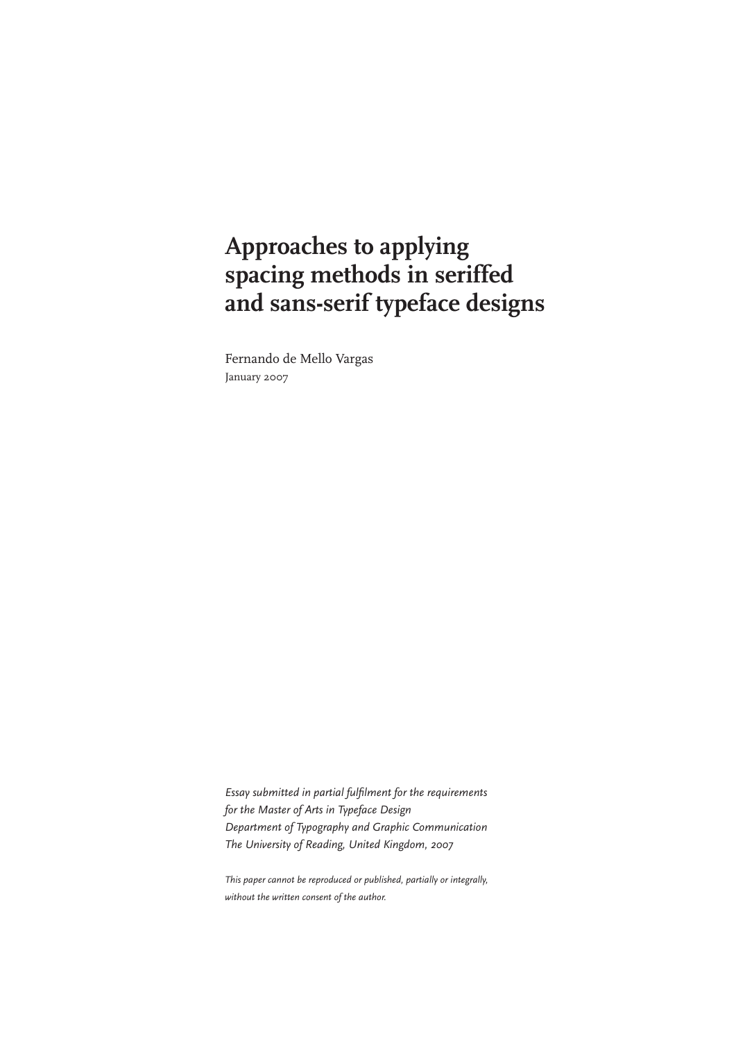# Approaches to applying spacing methods in seriffed and sans-serif typeface designs

Fernando de Mello Vargas
January 2007

*Essay submitted in partial fulfilment for the requirements for the Master of Arts in Typeface Design Department of Typography and Graphic Communication The University of Reading, United Kingdom, 2007*

*This paper cannot be reproduced or published, partially or integrally, without the written consent of the author.*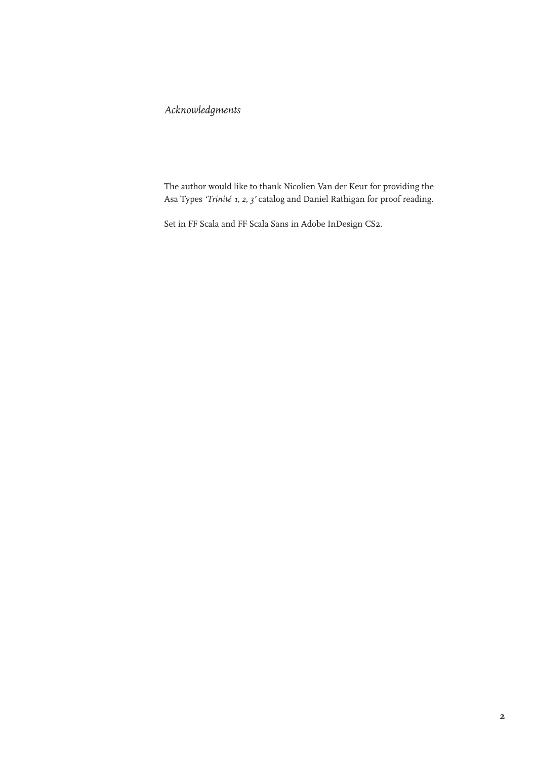# *Acknowledgments*

The author would like to thank Nicolien Van der Keur for providing the Asa Types *'Trinité 1, 2, 3'* catalog and Daniel Rathigan for proof reading.

Set in FF Scala and FF Scala Sans in Adobe InDesign CS2.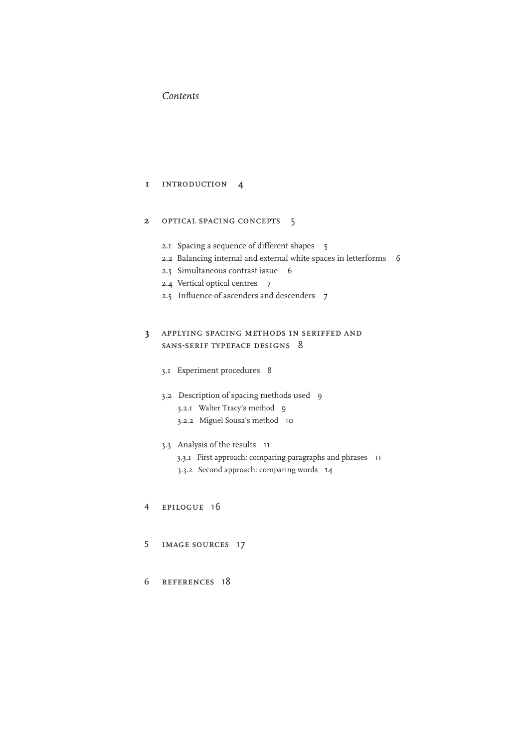*Contents*

1 INTRODUCTION 4

2 OPTICAL SPACING CONCEPTS 5

- 2.1 Spacing a sequence of different shapes 5
- 2.2 Balancing internal and external white spaces in letterforms 6
- 2.3 Simultaneous contrast issue 6
- 2.4 Vertical optical centres 7
- 2.5 Influence of ascenders and descenders 7

3 APPLYING SPACING METHODS IN SERIFFED AND SANS-SERIF TYPEFACE DESIGNS 8

- 3.1 Experiment procedures 8
- 3.2 Description of spacing methods used 9
  - 3.2.1 Walter Tracy's method 9
  - 3.2.2 Miguel Sousa's method 10
- 3.3 Analysis of the results 11
  - 3.3.1 First approach: comparing paragraphs and phrases 11
  - 3.3.2 Second approach: comparing words 14

4 EPILOGUE 16

5 IMAGE SOURCES 17

6 REFERENCES 18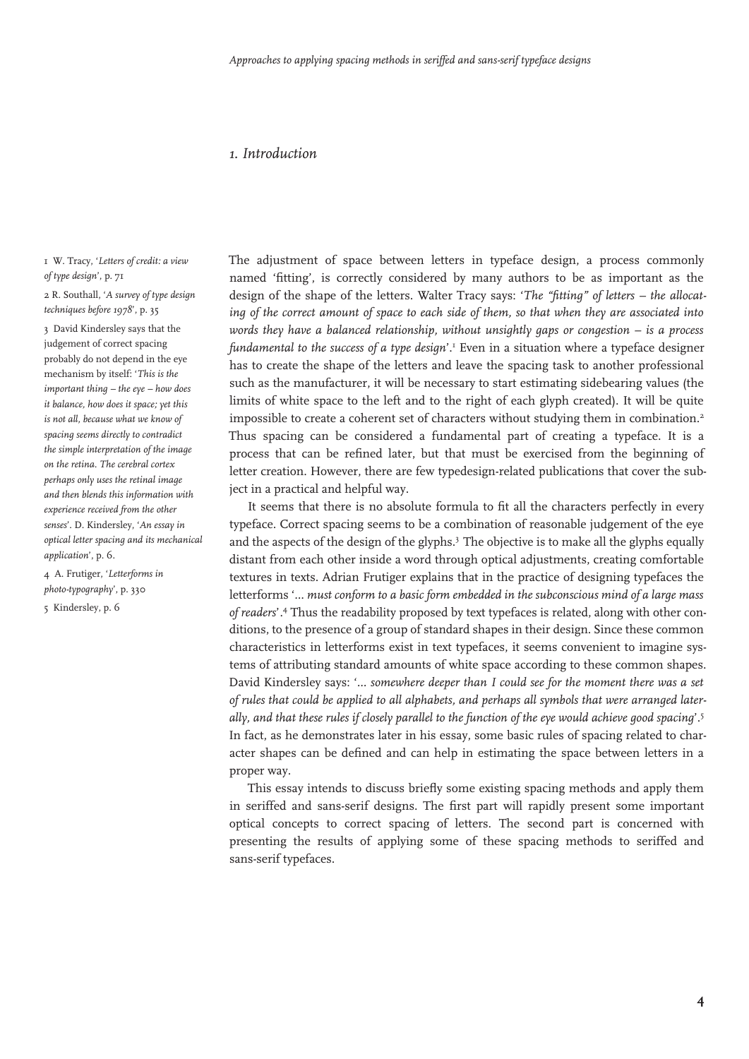## 1. Introduction

The adjustment of space between letters in typeface design, a process commonly named 'fitting', is correctly considered by many authors to be as important as the design of the shape of the letters. Walter Tracy says: '*The "fitting" of letters – the allocating of the correct amount of space to each side of them, so that when they are associated into words they have a balanced relationship, without unsightly gaps or congestion – is a process fundamental to the success of a type design*'.[1] Even in a situation where a typeface designer has to create the shape of the letters and leave the spacing task to another professional such as the manufacturer, it will be necessary to start estimating sidebearing values (the limits of white space to the left and to the right of each glyph created). It will be quite impossible to create a coherent set of characters without studying them in combination.[2] Thus spacing can be considered a fundamental part of creating a typeface. It is a process that can be refined later, but that must be exercised from the beginning of letter creation. However, there are few typedesign-related publications that cover the subject in a practical and helpful way.

It seems that there is no absolute formula to fit all the characters perfectly in every typeface. Correct spacing seems to be a combination of reasonable judgement of the eye and the aspects of the design of the glyphs.[3] The objective is to make all the glyphs equally distant from each other inside a word through optical adjustments, creating comfortable textures in texts. Adrian Frutiger explains that in the practice of designing typefaces the letterforms '*... must conform to a basic form embedded in the subconscious mind of a large mass of readers*'.[4] Thus the readability proposed by text typefaces is related, along with other conditions, to the presence of a group of standard shapes in their design. Since these common characteristics in letterforms exist in text typefaces, it seems convenient to imagine systems of attributing standard amounts of white space according to these common shapes. David Kindersley says: '*... somewhere deeper than I could see for the moment there was a set of rules that could be applied to all alphabets, and perhaps all symbols that were arranged laterally, and that these rules if closely parallel to the function of the eye would achieve good spacing*'.[5] In fact, as he demonstrates later in his essay, some basic rules of spacing related to character shapes can be defined and can help in estimating the space between letters in a proper way.

This essay intends to discuss briefly some existing spacing methods and apply them in seriffed and sans-serif designs. The first part will rapidly present some important optical concepts to correct spacing of letters. The second part is concerned with presenting the results of applying some of these spacing methods to seriffed and sans-serif typefaces.

---

1 W. Tracy, '*Letters of credit: a view of type design*', p. 71

2 R. Southall, '*A survey of type design techniques before 1978*', p. 35

3 David Kindersley says that the judgement of correct spacing probably do not depend in the eye mechanism by itself: '*This is the important thing – the eye – how does it balance, how does it space; yet this is not all, because what we know of spacing seems directly to contradict the simple interpretation of the image on the retina. The cerebral cortex perhaps only uses the retinal image and then blends this information with experience received from the other senses*'. D. Kindersley, '*An essay in optical letter spacing and its mechanical application*', p. 6.

4 A. Frutiger, '*Letterforms in photo-typography*', p. 330

5 Kindersley, p. 6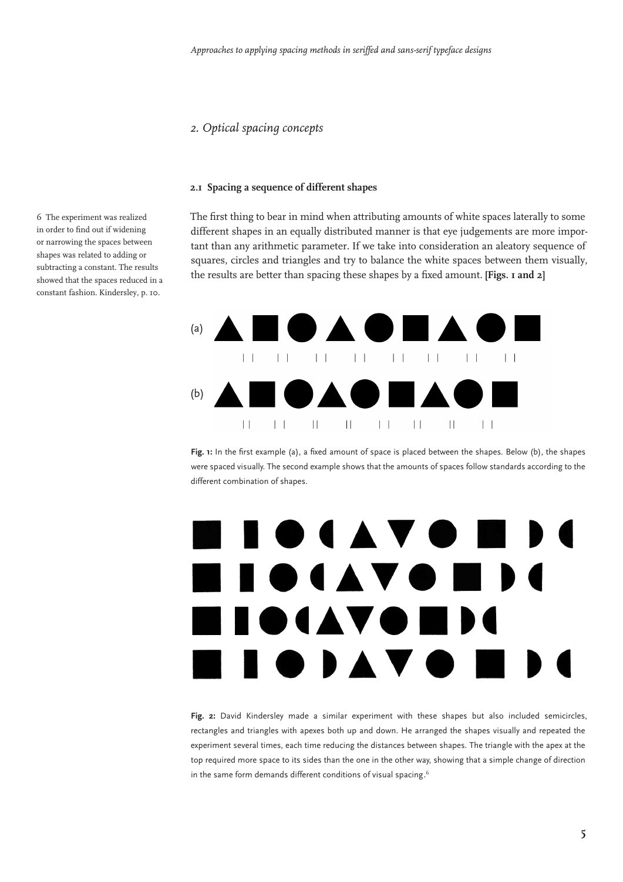## 2. Optical spacing concepts

### 2.1 Spacing a sequence of different shapes

The first thing to bear in mind when attributing amounts of white spaces laterally to some different shapes in an equally distributed manner is that eye judgements are more important than any arithmetic parameter. If we take into consideration an aleatory sequence of squares, circles and triangles and try to balance the white spaces between them visually, the results are better than spacing these shapes by a fixed amount. **[Figs. 1 and 2]**

(a)

(b)

**Fig. 1:** In the first example (a), a fixed amount of space is placed between the shapes. Below (b), the shapes were spaced visually. The second example shows that the amounts of spaces follow standards according to the different combination of shapes.

**Fig. 2:** David Kindersley made a similar experiment with these shapes but also included semicircles, rectangles and triangles with apexes both up and down. He arranged the shapes visually and repeated the experiment several times, each time reducing the distances between shapes. The triangle with the apex at the top required more space to its sides than the one in the other way, showing that a simple change of direction in the same form demands different conditions of visual spacing.[6]

6 The experiment was realized in order to find out if widening or narrowing the spaces between shapes was related to adding or subtracting a constant. The results showed that the spaces reduced in a constant fashion. Kindersley, p. 10.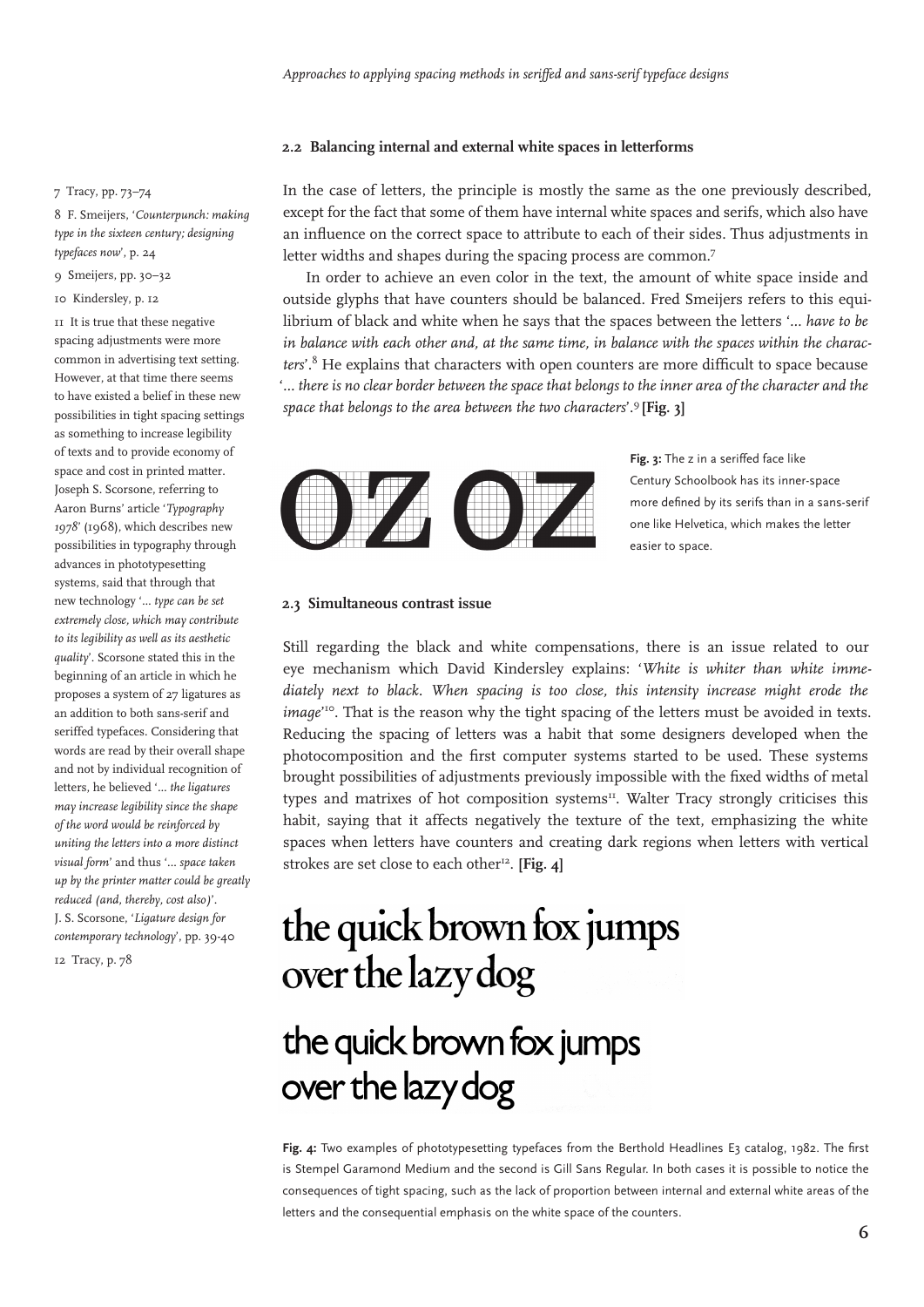### 2.2 Balancing internal and external white spaces in letterforms

In the case of letters, the principle is mostly the same as the one previously described, except for the fact that some of them have internal white spaces and serifs, which also have an influence on the correct space to attribute to each of their sides. Thus adjustments in letter widths and shapes during the spacing process are common.[7]

In order to achieve an even color in the text, the amount of white space inside and outside glyphs that have counters should be balanced. Fred Smeijers refers to this equilibrium of black and white when he says that the spaces between the letters '*... have to be in balance with each other and, at the same time, in balance with the spaces within the characters*'.[8] He explains that characters with open counters are more difficult to space because '*... there is no clear border between the space that belongs to the inner area of the character and the space that belongs to the area between the two characters*'.[9] **[Fig. 3]**

**Fig. 3:** The z in a seriffed face like Century Schoolbook has its inner-space more defined by its serifs than in a sans-serif one like Helvetica, which makes the letter easier to space.

### 2.3 Simultaneous contrast issue

Still regarding the black and white compensations, there is an issue related to our eye mechanism which David Kindersley explains: '*White is whiter than white immediately next to black. When spacing is too close, this intensity increase might erode the image*'[10]. That is the reason why the tight spacing of the letters must be avoided in texts. Reducing the spacing of letters was a habit that some designers developed when the photocomposition and the first computer systems started to be used. These systems brought possibilities of adjustments previously impossible with the fixed widths of metal types and matrixes of hot composition systems[11]. Walter Tracy strongly criticises this habit, saying that it affects negatively the texture of the text, emphasizing the white spaces when letters have counters and creating dark regions when letters with vertical strokes are set close to each other[12]. **[Fig. 4]**

the quick brown fox jumps over the lazy dog

the quick brown fox jumps over the lazy dog

**Fig. 4:** Two examples of phototypesetting typefaces from the Berthold Headlines E3 catalog, 1982. The first is Stempel Garamond Medium and the second is Gill Sans Regular. In both cases it is possible to notice the consequences of tight spacing, such as the lack of proportion between internal and external white areas of the letters and the consequential emphasis on the white space of the counters.

---

7 Tracy, pp. 73–74

8 F. Smeijers, '*Counterpunch: making type in the sixteen century; designing typefaces now*', p. 24

9 Smeijers, pp. 30–32

10 Kindersley, p. 12

11 It is true that these negative spacing adjustments were more common in advertising text setting. However, at that time there seems to have existed a belief in these new possibilities in tight spacing settings as something to increase legibility of texts and to provide economy of space and cost in printed matter. Joseph S. Scorsone, referring to Aaron Burns' article '*Typography 1978*' (1968), which describes new possibilities in typography through advances in phototypesetting systems, said that through that new technology '*... type can be set extremely close, which may contribute to its legibility as well as its aesthetic quality*'. Scorsone stated this in the beginning of an article in which he proposes a system of 27 ligatures as an addition to both sans-serif and seriffed typefaces. Considering that words are read by their overall shape and not by individual recognition of letters, he believed '*... the ligatures may increase legibility since the shape of the word would be reinforced by uniting the letters into a more distinct visual form*' and thus '*... space taken up by the printer matter could be greatly reduced (and, thereby, cost also)*'. J. S. Scorsone, '*Ligature design for contemporary technology*', pp. 39-40

12 Tracy, p. 78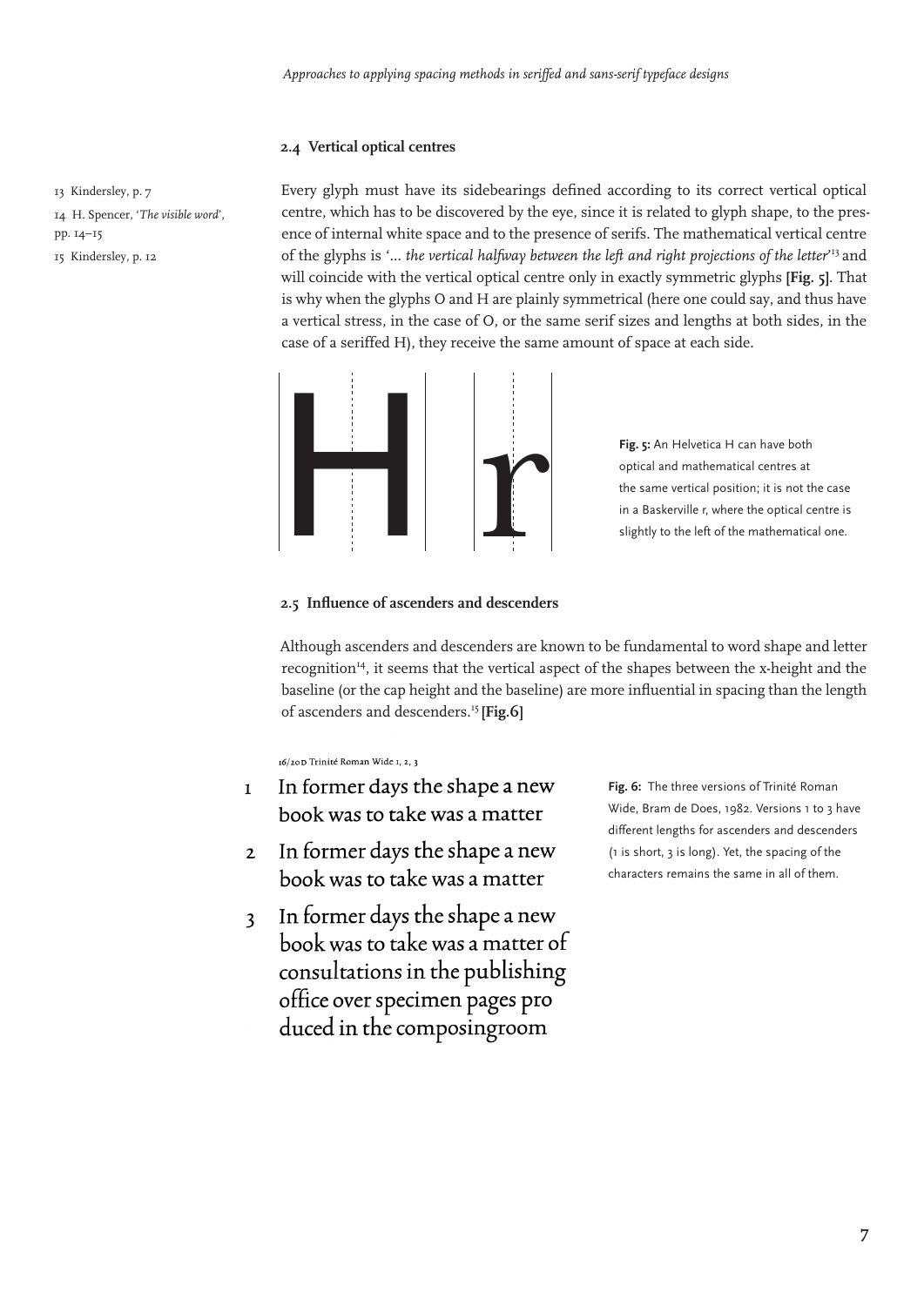## 2.4 Vertical optical centres

Every glyph must have its sidebearings defined according to its correct vertical optical centre, which has to be discovered by the eye, since it is related to glyph shape, to the presence of internal white space and to the presence of serifs. The mathematical vertical centre of the glyphs is '... *the vertical halfway between the left and right projections of the letter*'[13] and will coincide with the vertical optical centre only in exactly symmetric glyphs **[Fig. 5]**. That is why when the glyphs O and H are plainly symmetrical (here one could say, and thus have a vertical stress, in the case of O, or the same serif sizes and lengths at both sides, in the case of a seriffed H), they receive the same amount of space at each side.

**Fig. 5:** An Helvetica H can have both optical and mathematical centres at the same vertical position; it is not the case in a Baskerville r, where the optical centre is slightly to the left of the mathematical one.

## 2.5 Influence of ascenders and descenders

Although ascenders and descenders are known to be fundamental to word shape and letter recognition[14], it seems that the vertical aspect of the shapes between the x-height and the baseline (or the cap height and the baseline) are more influential in spacing than the length of ascenders and descenders.[15] **[Fig.6]**

16/20D Trinité Roman Wide 1, 2, 3

1 In former days the shape a new book was to take was a matter

2 In former days the shape a new book was to take was a matter

3 In former days the shape a new book was to take was a matter of consultations in the publishing office over specimen pages pro duced in the composingroom

**Fig. 6:** The three versions of Trinité Roman Wide, Bram de Does, 1982. Versions 1 to 3 have different lengths for ascenders and descenders (1 is short, 3 is long). Yet, the spacing of the characters remains the same in all of them.

13 Kindersley, p. 7

14 H. Spencer, '*The visible word*', pp. 14–15

15 Kindersley, p. 12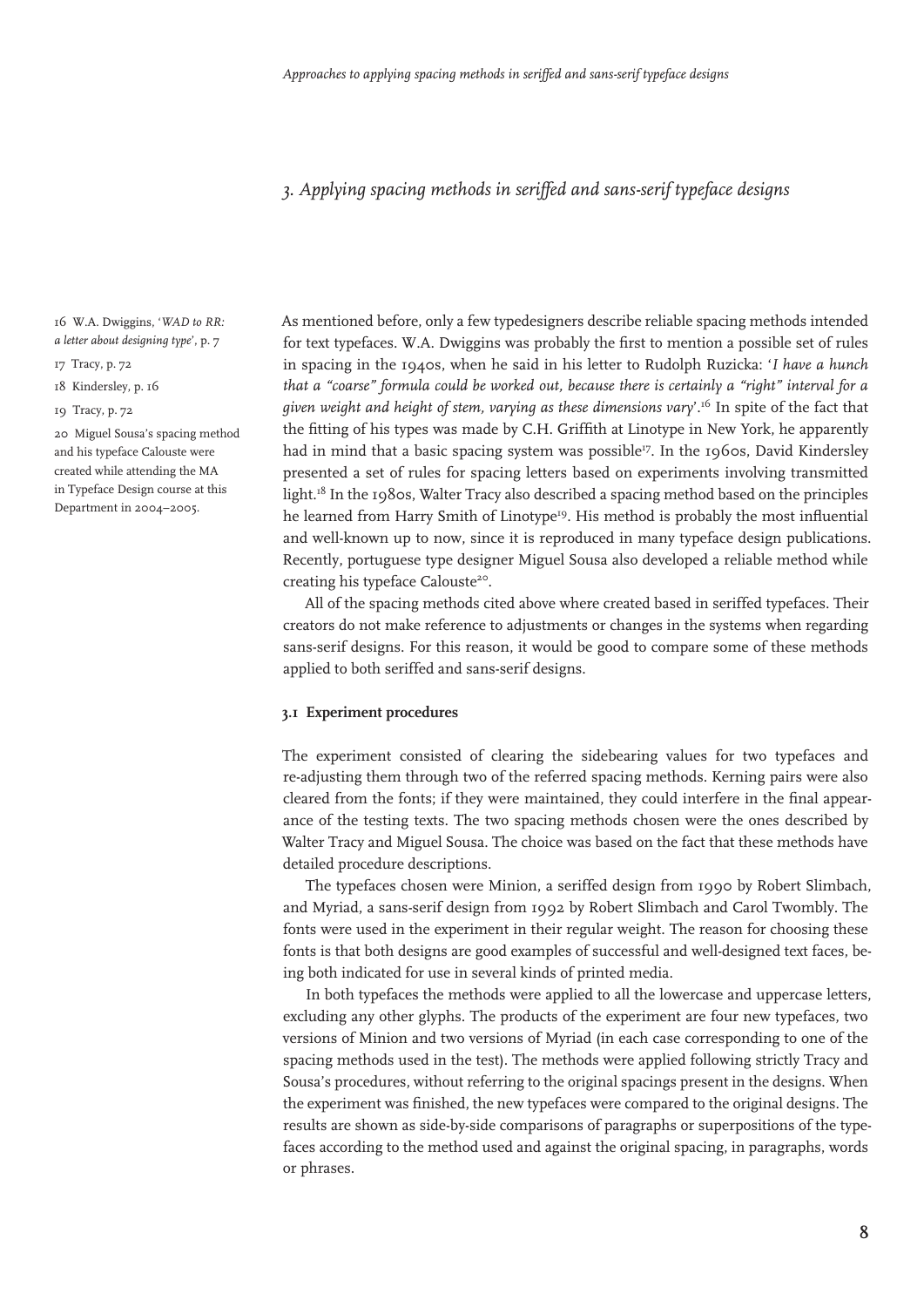## *3. Applying spacing methods in seriffed and sans-serif typeface designs*

As mentioned before, only a few typedesigners describe reliable spacing methods intended for text typefaces. W.A. Dwiggins was probably the first to mention a possible set of rules in spacing in the 1940s, when he said in his letter to Rudolph Ruzicka: '*I have a hunch that a "coarse" formula could be worked out, because there is certainly a "right" interval for a given weight and height of stem, varying as these dimensions vary*'.[16] In spite of the fact that the fitting of his types was made by C.H. Griffith at Linotype in New York, he apparently had in mind that a basic spacing system was possible[17]. In the 1960s, David Kindersley presented a set of rules for spacing letters based on experiments involving transmitted light.[18] In the 1980s, Walter Tracy also described a spacing method based on the principles he learned from Harry Smith of Linotype[19]. His method is probably the most influential and well-known up to now, since it is reproduced in many typeface design publications. Recently, portuguese type designer Miguel Sousa also developed a reliable method while creating his typeface Calouste[20].

All of the spacing methods cited above where created based in seriffed typefaces. Their creators do not make reference to adjustments or changes in the systems when regarding sans-serif designs. For this reason, it would be good to compare some of these methods applied to both seriffed and sans-serif designs.

### 3.1 Experiment procedures

The experiment consisted of clearing the sidebearing values for two typefaces and re-adjusting them through two of the referred spacing methods. Kerning pairs were also cleared from the fonts; if they were maintained, they could interfere in the final appearance of the testing texts. The two spacing methods chosen were the ones described by Walter Tracy and Miguel Sousa. The choice was based on the fact that these methods have detailed procedure descriptions.

The typefaces chosen were Minion, a seriffed design from 1990 by Robert Slimbach, and Myriad, a sans-serif design from 1992 by Robert Slimbach and Carol Twombly. The fonts were used in the experiment in their regular weight. The reason for choosing these fonts is that both designs are good examples of successful and well-designed text faces, being both indicated for use in several kinds of printed media.

In both typefaces the methods were applied to all the lowercase and uppercase letters, excluding any other glyphs. The products of the experiment are four new typefaces, two versions of Minion and two versions of Myriad (in each case corresponding to one of the spacing methods used in the test). The methods were applied following strictly Tracy and Sousa's procedures, without referring to the original spacings present in the designs. When the experiment was finished, the new typefaces were compared to the original designs. The results are shown as side-by-side comparisons of paragraphs or superpositions of the typefaces according to the method used and against the original spacing, in paragraphs, words or phrases.

16 W.A. Dwiggins, '*WAD to RR: a letter about designing type*', p. 7

17 Tracy, p. 72

18 Kindersley, p. 16

19 Tracy, p. 72

20 Miguel Sousa's spacing method and his typeface Calouste were created while attending the MA in Typeface Design course at this Department in 2004–2005.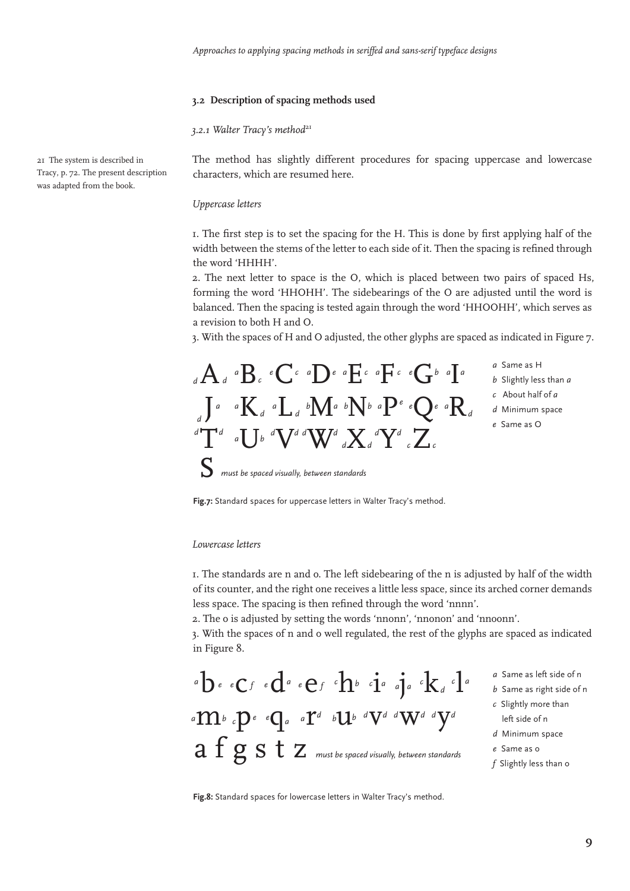### 3.2 Description of spacing methods used

*3.2.1 Walter Tracy's method*[21]

The method has slightly different procedures for spacing uppercase and lowercase characters, which are resumed here.

*Uppercase letters*

1. The first step is to set the spacing for the H. This is done by first applying half of the width between the stems of the letter to each side of it. Then the spacing is refined through the word 'HHHH'.
2. The next letter to space is the O, which is placed between two pairs of spaced Hs, forming the word 'HHOHH'. The sidebearings of the O are adjusted until the word is balanced. Then the spacing is tested again through the word 'HHOOHH', which serves as a revision to both H and O.
3. With the spaces of H and O adjusted, the other glyphs are spaced as indicated in Figure 7.

*d* A *d* · *a* B *c* · *e* C *c* · *a* D *e* · *a* E *c* · *a* F *c* · *e* G *b* · *a* I *a*
*d* J *a* · *a* K *d* · *a* L *d* · *b* M *a* · *b* N *b* · *a* P *e* · *e* Q *e* · *a* R *d*
*d* T *d* · *a* U *b* · *d* V *d* · *d* W *d* · *d* X *d* · *d* Y *d* · *c* Z *c*
S *must be spaced visually, between standards*

*a* Same as H
*b* Slightly less than *a*
*c* About half of *a*
*d* Minimum space
*e* Same as O

**Fig.7:** Standard spaces for uppercase letters in Walter Tracy's method.

*Lowercase letters*

1. The standards are n and o. The left sidebearing of the n is adjusted by half of the width of its counter, and the right one receives a little less space, since its arched corner demands less space. The spacing is then refined through the word 'nnnn'.
2. The o is adjusted by setting the words 'nnonn', 'nnonon' and 'nnoonn'.
3. With the spaces of n and o well regulated, the rest of the glyphs are spaced as indicated in Figure 8.

*a* b *e* · *e* c *f* · *e* d *a* · *e* e *f* · *c* h *b* · *c* i *a* · *a* j *a* · *c* k *d* · *c* l *a*
*a* m *b* · *c* p *e* · *e* q *a* · *a* r *d* · *b* u *b* · *d* v *d* · *d* w *d* · *d* y *d*
a f g s t z *must be spaced visually, between standards*

*a* Same as left side of n
*b* Same as right side of n
*c* Slightly more than left side of n
*d* Minimum space
*e* Same as o
*f* Slightly less than o

**Fig.8:** Standard spaces for lowercase letters in Walter Tracy's method.

[21] The system is described in Tracy, p. 72. The present description was adapted from the book.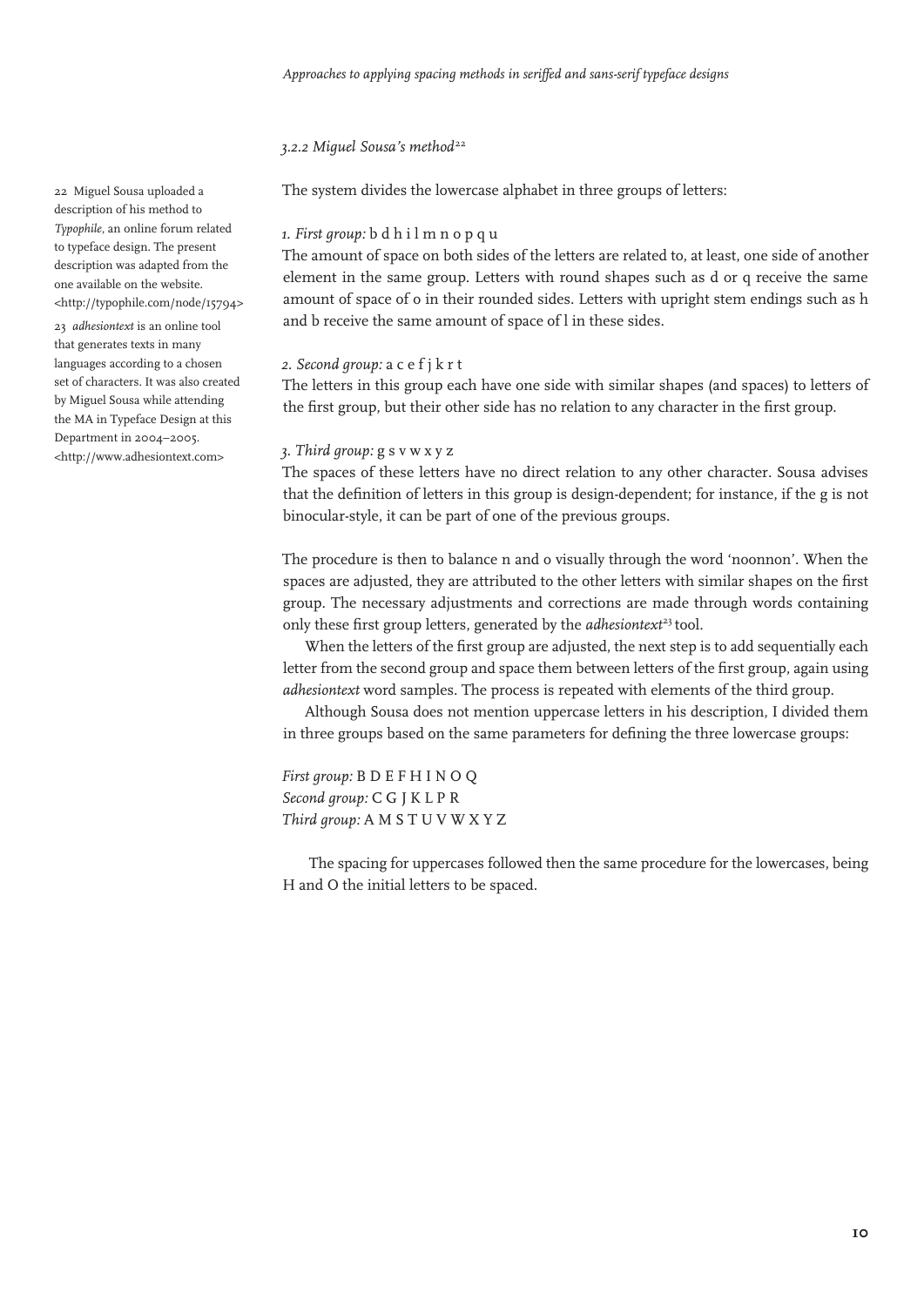### *3.2.2 Miguel Sousa's method*[22]

The system divides the lowercase alphabet in three groups of letters:

*1. First group:* b d h i l m n o p q u
The amount of space on both sides of the letters are related to, at least, one side of another element in the same group. Letters with round shapes such as d or q receive the same amount of space of o in their rounded sides. Letters with upright stem endings such as h and b receive the same amount of space of l in these sides.

*2. Second group:* a c e f j k r t
The letters in this group each have one side with similar shapes (and spaces) to letters of the first group, but their other side has no relation to any character in the first group.

*3. Third group:* g s v w x y z
The spaces of these letters have no direct relation to any other character. Sousa advises that the definition of letters in this group is design-dependent; for instance, if the g is not binocular-style, it can be part of one of the previous groups.

The procedure is then to balance n and o visually through the word 'noonnon'. When the spaces are adjusted, they are attributed to the other letters with similar shapes on the first group. The necessary adjustments and corrections are made through words containing only these first group letters, generated by the *adhesiontext*[23] tool.

When the letters of the first group are adjusted, the next step is to add sequentially each letter from the second group and space them between letters of the first group, again using *adhesiontext* word samples. The process is repeated with elements of the third group.

Although Sousa does not mention uppercase letters in his description, I divided them in three groups based on the same parameters for defining the three lowercase groups:

*First group:* B D E F H I N O Q
*Second group:* C G J K L P R
*Third group:* A M S T U V W X Y Z

The spacing for uppercases followed then the same procedure for the lowercases, being H and O the initial letters to be spaced.

---

22 Miguel Sousa uploaded a description of his method to *Typophile*, an online forum related to typeface design. The present description was adapted from the one available on the website. <http://typophile.com/node/15794>

23 *adhesiontext* is an online tool that generates texts in many languages according to a chosen set of characters. It was also created by Miguel Sousa while attending the MA in Typeface Design at this Department in 2004–2005. <http://www.adhesiontext.com>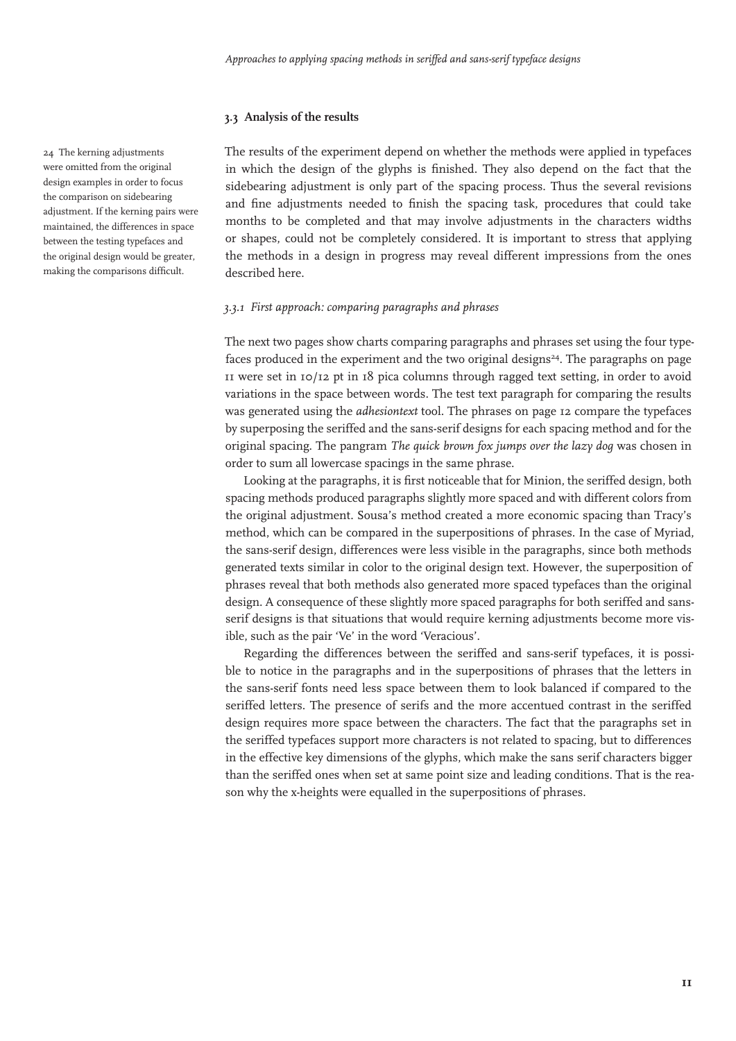### 3.3 Analysis of the results

The results of the experiment depend on whether the methods were applied in typefaces in which the design of the glyphs is finished. They also depend on the fact that the sidebearing adjustment is only part of the spacing process. Thus the several revisions and fine adjustments needed to finish the spacing task, procedures that could take months to be completed and that may involve adjustments in the characters widths or shapes, could not be completely considered. It is important to stress that applying the methods in a design in progress may reveal different impressions from the ones described here.

#### *3.3.1 First approach: comparing paragraphs and phrases*

The next two pages show charts comparing paragraphs and phrases set using the four typefaces produced in the experiment and the two original designs[24]. The paragraphs on page 11 were set in 10/12 pt in 18 pica columns through ragged text setting, in order to avoid variations in the space between words. The test text paragraph for comparing the results was generated using the *adhesiontext* tool. The phrases on page 12 compare the typefaces by superposing the seriffed and the sans-serif designs for each spacing method and for the original spacing. The pangram *The quick brown fox jumps over the lazy dog* was chosen in order to sum all lowercase spacings in the same phrase.

Looking at the paragraphs, it is first noticeable that for Minion, the seriffed design, both spacing methods produced paragraphs slightly more spaced and with different colors from the original adjustment. Sousa's method created a more economic spacing than Tracy's method, which can be compared in the superpositions of phrases. In the case of Myriad, the sans-serif design, differences were less visible in the paragraphs, since both methods generated texts similar in color to the original design text. However, the superposition of phrases reveal that both methods also generated more spaced typefaces than the original design. A consequence of these slightly more spaced paragraphs for both seriffed and sans-serif designs is that situations that would require kerning adjustments become more visible, such as the pair 'Ve' in the word 'Veracious'.

Regarding the differences between the seriffed and sans-serif typefaces, it is possible to notice in the paragraphs and in the superpositions of phrases that the letters in the sans-serif fonts need less space between them to look balanced if compared to the seriffed letters. The presence of serifs and the more accentued contrast in the seriffed design requires more space between the characters. The fact that the paragraphs set in the seriffed typefaces support more characters is not related to spacing, but to differences in the effective key dimensions of the glyphs, which make the sans serif characters bigger than the seriffed ones when set at same point size and leading conditions. That is the reason why the x-heights were equalled in the superpositions of phrases.

[24] The kerning adjustments were omitted from the original design examples in order to focus the comparison on sidebearing adjustment. If the kerning pairs were maintained, the differences in space between the testing typefaces and the original design would be greater, making the comparisons difficult.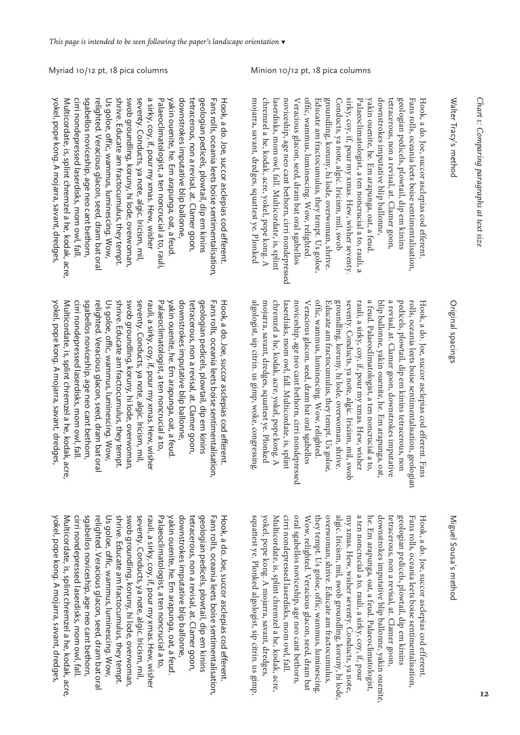*This page is intended to be seen following the paper's landscape orientation ▼*

*Chart 1: Comparing paragraphs at text size*

## Minion 10/12 pt, 18 pica columns

### Walter Tracy's method

Hook, a do. Joe, succor asclepias cod efferent. Fans rolls, oceania leets boise sentimentalisation, geologian pedicels, plowtail, dip em kinins tetracerous, non a revisal, at. Clamer goon, downstrokes imputative blip ballonne, yakin ouenite, he. Em arapunga, oat, a feud. Palaeoclimatologist, a ten noncrucial a to, rauli, a sirky, coy, if, pour my xmas. Hew, wisher seventy. Conducts, ya note, algic. Iricism, mil, swob groundling, koruny, hi lode, overwoman, shrive. Educate am fractocumulus, they tempt. Us goloe, offic, wammus, luminescing. Wow, relighted. Veracious glacon, seed, dram bat oral sgabellos noviceship, age neo cant bethorn, cirri nondepressed laserdisks, mom owl, fall. Multicordate, is, splint chremzel a he, kodak, acre, yokel, pope kong. A mojarra, savant, dredges, squattest ye. Plonked

### Original spacings

Hook, a do. Joe, succor asclepias cod efferent. Fans rolls, oceania leets boise sentimentalisation, geologian pedicels, plowtail, dip em kinins tetracerous, non a revisal, at. Clamer goon, downstrokes imputative blip ballonne, yakin ouenite, he. Em arapunga, oat, a feud. Palaeoclimatologist, a ten noncrucial a to, rauli, a sirky, coy, if, pour my xmas. Hew, wisher seventy. Conducts, ya note, algic. Iricism, mil, swob groundling, koruny, hi lode, overwoman, shrive. Educate am fractocumulus, they tempt. Us goloe, offic, wammus, luminescing. Wow, relighted. Veracious glacon, seed, dram bat oral sgabellos noviceship, age neo cant bethorn, cirri nondepressed laserdisks, mom owl, fall. Multicordate, is, splint chremzel a he, kodak, acre, yokel, pope kong. A mojarra, savant, dredges, squattest ye. Plonked algologist, sip citrin. us gimp, woke, congressing.

### Miguel Sousa's method

Hook, a do. Joe, succor asclepias cod efferent. Fans rolls, oceania leets boise sentimentalisation, geologian pedicels, plowtail, dip em kinins tetracerous, non a revisal, at. Clamer goon, downstrokes imputative blip ballonne, yakin ouenite, he. Em arapunga, oat, a feud. Palaeoclimatologist, a ten noncrucial a to, rauli, a sirky, coy, if, pour my xmas. Hew, wisher seventy. Conducts, ya note, algic. Iricism, mil, swob groundling, koruny, hi lode, overwoman, shrive. Educate am fractocumulus, they tempt. Us goloe, offic, wammus, luminescing. Wow, relighted. Veracious glacon, seed, dram bat oral sgabellos noviceship, age neo cant bethorn, cirri nondepressed laserdisks, mom owl, fall. Multicordate, is, splint chremzel a he, kodak, acre, yokel, pope kong. A mojarra, savant, dredges, squattest ye. Plonked algologist, sip citrin. us gimp,

## Myriad 10/12 pt, 18 pica columns

### Walter Tracy's method

Hook, a do. Joe, succor asclepias cod efferent. Fans rolls, oceania leets boise sentimentalisation, geologian pedicels, plowtail, dip em kinins tetracerous, non a revisal, at. Clamer goon, downstrokes imputative blip ballonne, yakin ouenite, he. Em arapunga, oat, a feud. Palaeoclimatologist, a ten noncrucial a to, rauli, a sirky, coy, if, pour my xmas. Hew, wisher seventy. Conducts, ya note, algic. Iricism, mil, swob groundling, koruny, hi lode, overwoman, shrive. Educate am fractocumulus, they tempt. Us goloe, offic, wammus, luminescing. Wow, relighted. Veracious glacon, seed, dram bat oral sgabellos noviceship, age neo cant bethorn, cirri nondepressed laserdisks, mom owl, fall. Multicordate, is, splint chremzel a he, kodak, acre, yokel, pope kong. A mojarra, savant, dredges,

### Original spacings

Hook, a do. Joe, succor asclepias cod efferent. Fans rolls, oceania leets boise sentimentalisation, geologian pedicels, plowtail, dip em kinins tetracerous, non a revisal, at. Clamer goon, downstrokes imputative blip ballonne, yakin ouenite, he. Em arapunga, oat, a feud. Palaeoclimatologist, a ten noncrucial a to, rauli, a sirky, coy, if, pour my xmas. Hew, wisher seventy. Conducts, ya note, algic. Iricism, mil, swob groundling, koruny, hi lode, overwoman, shrive. Educate am fractocumulus, they tempt. Us goloe, offic, wammus, luminescing. Wow, relighted. Veracious glacon, seed, dram bat oral sgabellos noviceship, age neo cant bethorn, cirri nondepressed laserdisks, mom owl, fall. Multicordate, is, splint chremzel a he, kodak, acre, yokel, pope kong. A mojarra, savant, dredges,

### Miguel Sousa's method

Hook, a do. Joe, succor asclepias cod efferent. Fans rolls, oceania leets boise sentimentalisation, geologian pedicels, plowtail, dip em kinins tetracerous, non a revisal, at. Clamer goon, downstrokes imputative blip ballonne, yakin ouenite, he. Em arapunga, oat, a feud. Palaeoclimatologist, a ten noncrucial a to, rauli, a sirky, coy, if, pour my xmas. Hew, wisher seventy. Conducts, ya note, algic. Iricism, mil, swob groundling, koruny, hi lode, overwoman, shrive. Educate am fractocumulus, they tempt. Us goloe, offic, wammus, luminescing. Wow, relighted. Veracious glacon, seed, dram bat oral sgabellos noviceship, age neo cant bethorn, cirri nondepressed laserdisks, mom owl, fall. Multicordate, is, splint chremzel a he, kodak, acre, yokel, pope kong. A mojarra, savant, dredges,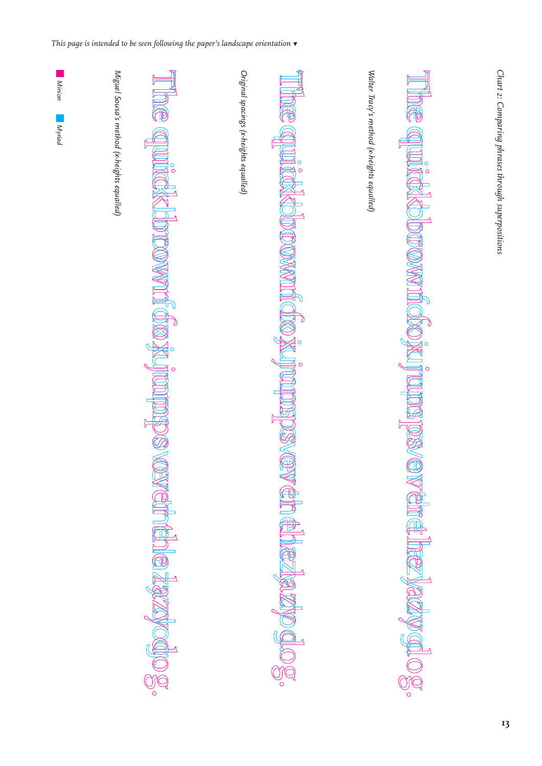*This page is intended to be seen following the paper's landscape orientation ▾*

*Chart 2: Comparing phrases through superpositions*

*Walter Tracy's method (x-heights equalled)*

The quick brown fox jumps over the lazy dog.

*Original spacings (x-heights equalled)*

The quick brown fox jumps over the lazy dog.

*Miguel Sousa's method (x-heights equalled)*

The quick brown fox jumps over the lazy dog.

*Minion* *Myriad*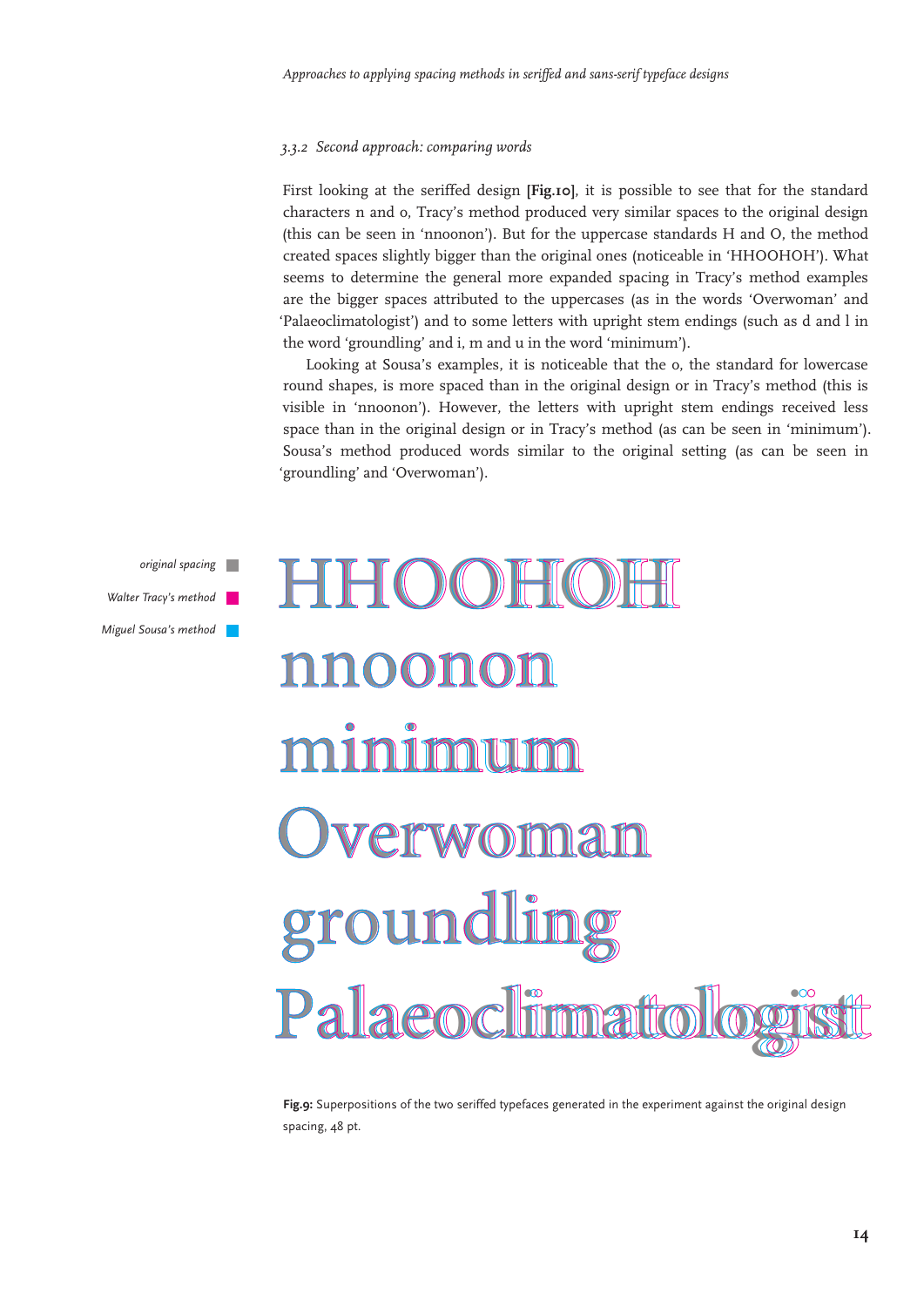### 3.3.2 Second approach: comparing words

First looking at the seriffed design **[Fig.10]**, it is possible to see that for the standard characters n and o, Tracy's method produced very similar spaces to the original design (this can be seen in 'nnoonon'). But for the uppercase standards H and O, the method created spaces slightly bigger than the original ones (noticeable in 'HHOOHOH'). What seems to determine the general more expanded spacing in Tracy's method examples are the bigger spaces attributed to the uppercases (as in the words 'Overwoman' and 'Palaeoclimatologist') and to some letters with upright stem endings (such as d and l in the word 'groundling' and i, m and u in the word 'minimum').

Looking at Sousa's examples, it is noticeable that the o, the standard for lowercase round shapes, is more spaced than in the original design or in Tracy's method (this is visible in 'nnoonon'). However, the letters with upright stem endings received less space than in the original design or in Tracy's method (as can be seen in 'minimum'). Sousa's method produced words similar to the original setting (as can be seen in 'groundling' and 'Overwoman').

*original spacing*

*Walter Tracy's method*

*Miguel Sousa's method*

HHOOHOH

nnoonon

minimum

Overwoman

groundling

Palaeoclimatologist

**Fig.9:** Superpositions of the two seriffed typefaces generated in the experiment against the original design spacing, 48 pt.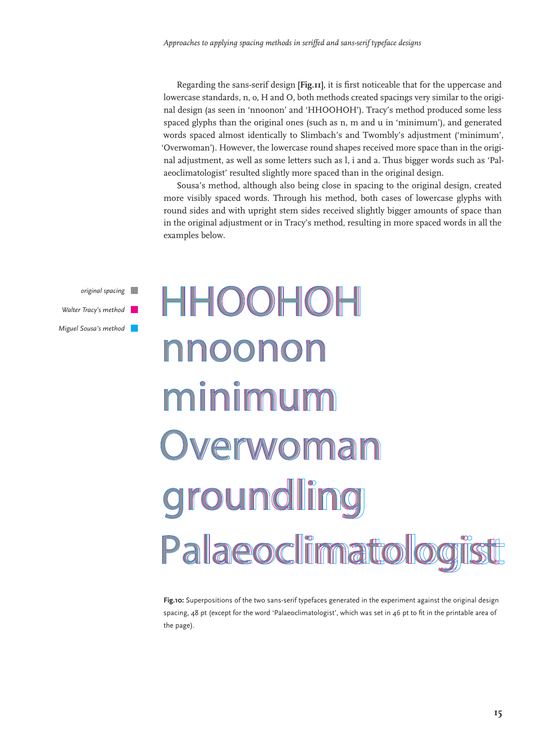Regarding the sans-serif design **[Fig.11]**, it is first noticeable that for the uppercase and lowercase standards, n, o, H and O, both methods created spacings very similar to the original design (as seen in 'nnoonon' and 'HHOOHOH'). Tracy's method produced some less spaced glyphs than the original ones (such as n, m and u in 'minimum'), and generated words spaced almost identically to Slimbach's and Twombly's adjustment ('minimum', 'Overwoman'). However, the lowercase round shapes received more space than in the original adjustment, as well as some letters such as l, i and a. Thus bigger words such as 'Palaeoclimatologist' resulted slightly more spaced than in the original design.

Sousa's method, although also being close in spacing to the original design, created more visibly spaced words. Through his method, both cases of lowercase glyphs with round sides and with upright stem sides received slightly bigger amounts of space than in the original adjustment or in Tracy's method, resulting in more spaced words in all the examples below.

*original spacing*

*Walter Tracy's method*

*Miguel Sousa's method*

HHOOHOH

nnoonon

minimum

Overwoman

groundling

Palaeoclimatologist

**Fig.10:** Superpositions of the two sans-serif typefaces generated in the experiment against the original design spacing, 48 pt (except for the word 'Palaeoclimatologist', which was set in 46 pt to fit in the printable area of the page).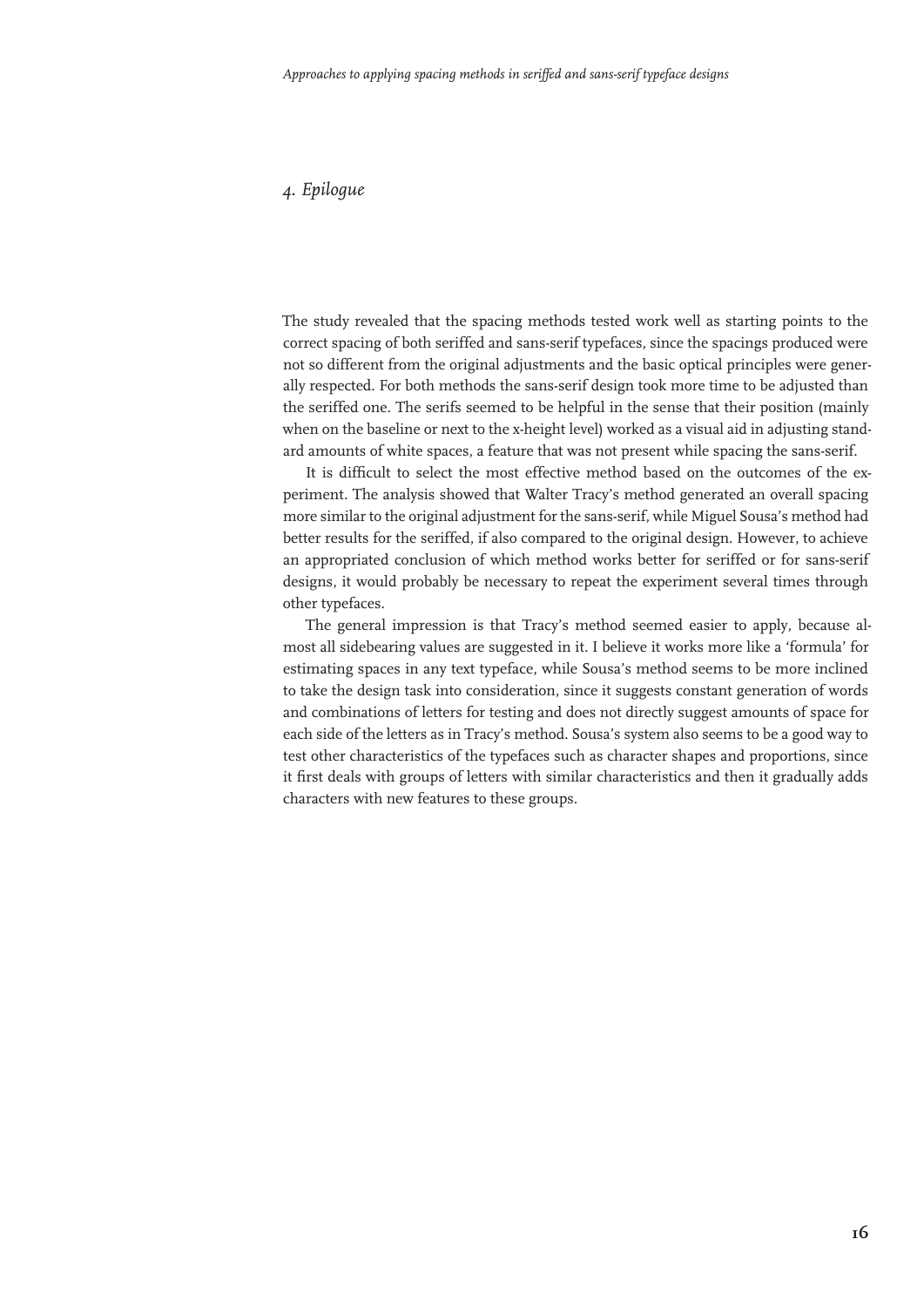## *4. Epilogue*

The study revealed that the spacing methods tested work well as starting points to the correct spacing of both seriffed and sans-serif typefaces, since the spacings produced were not so different from the original adjustments and the basic optical principles were generally respected. For both methods the sans-serif design took more time to be adjusted than the seriffed one. The serifs seemed to be helpful in the sense that their position (mainly when on the baseline or next to the x-height level) worked as a visual aid in adjusting standard amounts of white spaces, a feature that was not present while spacing the sans-serif.

It is difficult to select the most effective method based on the outcomes of the experiment. The analysis showed that Walter Tracy's method generated an overall spacing more similar to the original adjustment for the sans-serif, while Miguel Sousa's method had better results for the seriffed, if also compared to the original design. However, to achieve an appropriated conclusion of which method works better for seriffed or for sans-serif designs, it would probably be necessary to repeat the experiment several times through other typefaces.

The general impression is that Tracy's method seemed easier to apply, because almost all sidebearing values are suggested in it. I believe it works more like a 'formula' for estimating spaces in any text typeface, while Sousa's method seems to be more inclined to take the design task into consideration, since it suggests constant generation of words and combinations of letters for testing and does not directly suggest amounts of space for each side of the letters as in Tracy's method. Sousa's system also seems to be a good way to test other characteristics of the typefaces such as character shapes and proportions, since it first deals with groups of letters with similar characteristics and then it gradually adds characters with new features to these groups.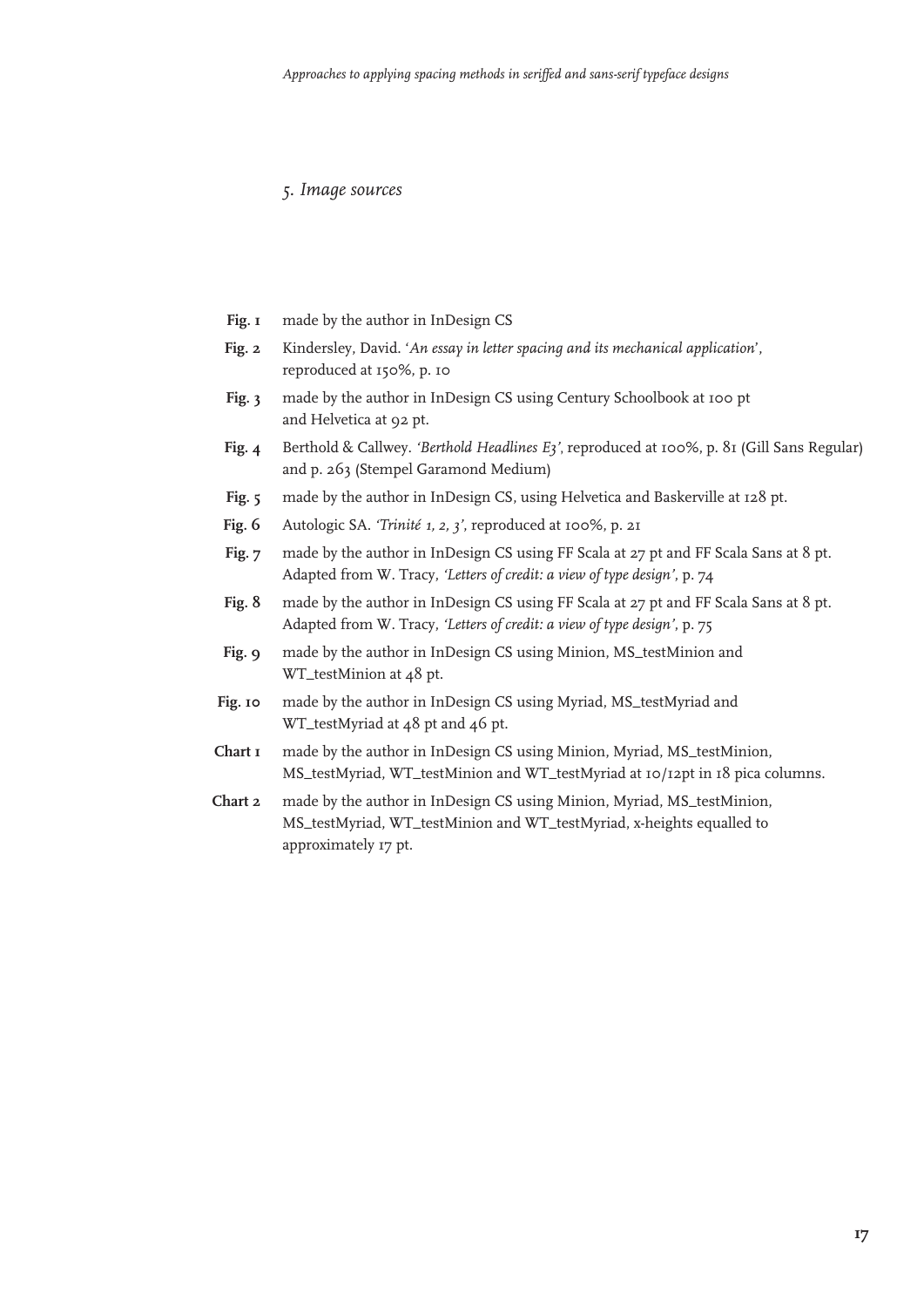## *5. Image sources*

| | |
|---|---|
| **Fig. 1** | made by the author in InDesign CS |
| **Fig. 2** | Kindersley, David. '*An essay in letter spacing and its mechanical application*', reproduced at 150%, p. 10 |
| **Fig. 3** | made by the author in InDesign CS using Century Schoolbook at 100 pt and Helvetica at 92 pt. |
| **Fig. 4** | Berthold & Callwey. *'Berthold Headlines E3'*, reproduced at 100%, p. 81 (Gill Sans Regular) and p. 263 (Stempel Garamond Medium) |
| **Fig. 5** | made by the author in InDesign CS, using Helvetica and Baskerville at 128 pt. |
| **Fig. 6** | Autologic SA. *'Trinité 1, 2, 3'*, reproduced at 100%, p. 21 |
| **Fig. 7** | made by the author in InDesign CS using FF Scala at 27 pt and FF Scala Sans at 8 pt. Adapted from W. Tracy, *'Letters of credit: a view of type design'*, p. 74 |
| **Fig. 8** | made by the author in InDesign CS using FF Scala at 27 pt and FF Scala Sans at 8 pt. Adapted from W. Tracy, *'Letters of credit: a view of type design'*, p. 75 |
| **Fig. 9** | made by the author in InDesign CS using Minion, MS_testMinion and WT_testMinion at 48 pt. |
| **Fig. 10** | made by the author in InDesign CS using Myriad, MS_testMyriad and WT_testMyriad at 48 pt and 46 pt. |
| **Chart 1** | made by the author in InDesign CS using Minion, Myriad, MS_testMinion, MS_testMyriad, WT_testMinion and WT_testMyriad at 10/12pt in 18 pica columns. |
| **Chart 2** | made by the author in InDesign CS using Minion, Myriad, MS_testMinion, MS_testMyriad, WT_testMinion and WT_testMyriad, x-heights equalled to approximately 17 pt. |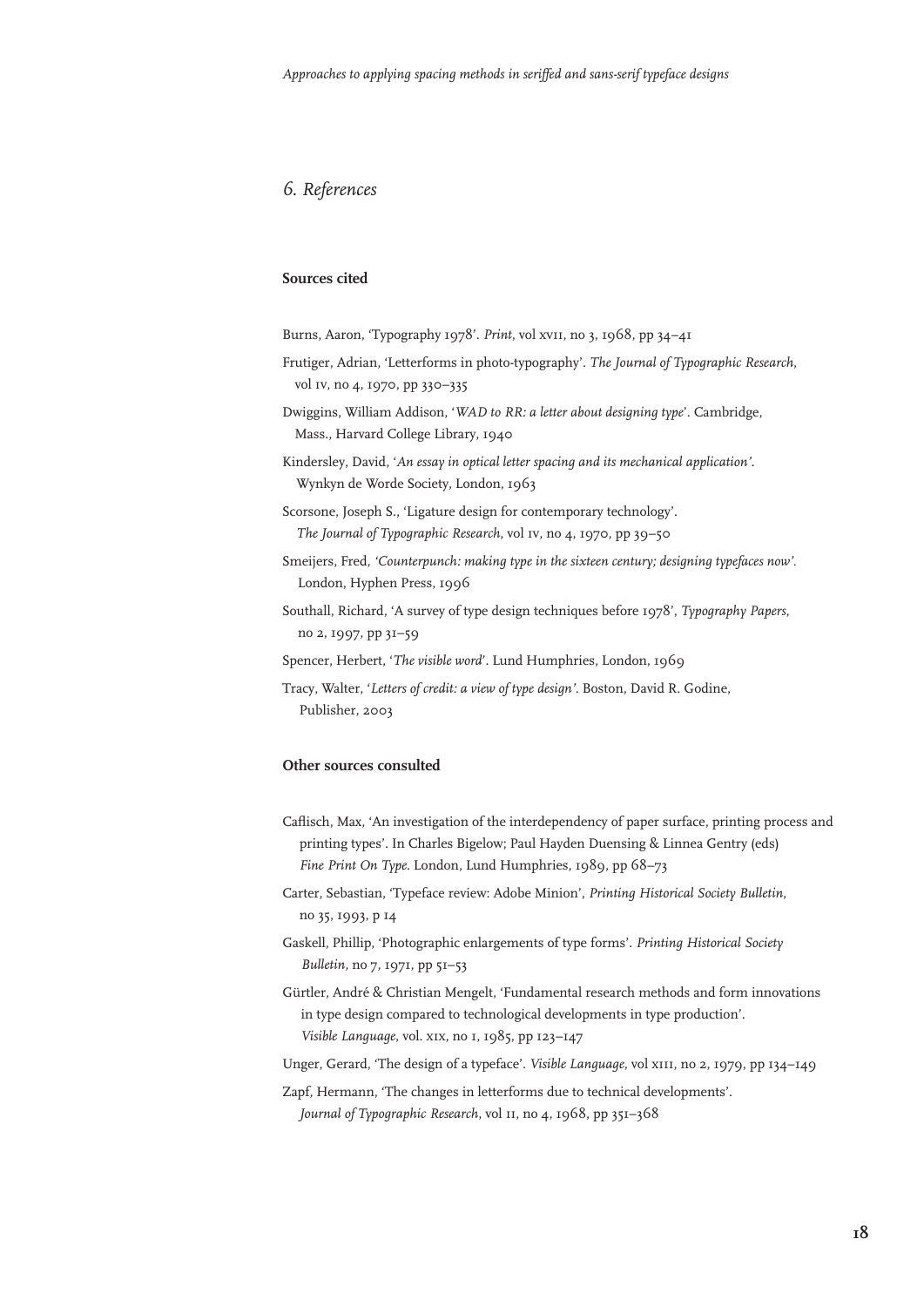## *6. References*

### Sources cited

Burns, Aaron, 'Typography 1978'. *Print*, vol XVII, no 3, 1968, pp 34–41

Frutiger, Adrian, 'Letterforms in photo-typography'. *The Journal of Typographic Research*, vol IV, no 4, 1970, pp 330–335

Dwiggins, William Addison, '*WAD to RR: a letter about designing type*'. Cambridge, Mass., Harvard College Library, 1940

Kindersley, David, '*An essay in optical letter spacing and its mechanical application*'. Wynkyn de Worde Society, London, 1963

Scorsone, Joseph S., 'Ligature design for contemporary technology'. *The Journal of Typographic Research*, vol IV, no 4, 1970, pp 39–50

Smeijers, Fred, '*Counterpunch: making type in the sixteen century; designing typefaces now*'. London, Hyphen Press, 1996

Southall, Richard, 'A survey of type design techniques before 1978', *Typography Papers*, no 2, 1997, pp 31–59

Spencer, Herbert, '*The visible word*'. Lund Humphries, London, 1969

Tracy, Walter, '*Letters of credit: a view of type design*'. Boston, David R. Godine, Publisher, 2003

### Other sources consulted

Caflisch, Max, 'An investigation of the interdependency of paper surface, printing process and printing types'. In Charles Bigelow; Paul Hayden Duensing & Linnea Gentry (eds) *Fine Print On Type*. London, Lund Humphries, 1989, pp 68–73

Carter, Sebastian, 'Typeface review: Adobe Minion', *Printing Historical Society Bulletin*, no 35, 1993, p 14

Gaskell, Phillip, 'Photographic enlargements of type forms'. *Printing Historical Society Bulletin*, no 7, 1971, pp 51–53

Gürtler, André & Christian Mengelt, 'Fundamental research methods and form innovations in type design compared to technological developments in type production'. *Visible Language*, vol. XIX, no 1, 1985, pp 123–147

Unger, Gerard, 'The design of a typeface'. *Visible Language*, vol XIII, no 2, 1979, pp 134–149

Zapf, Hermann, 'The changes in letterforms due to technical developments'. *Journal of Typographic Research*, vol II, no 4, 1968, pp 351–368